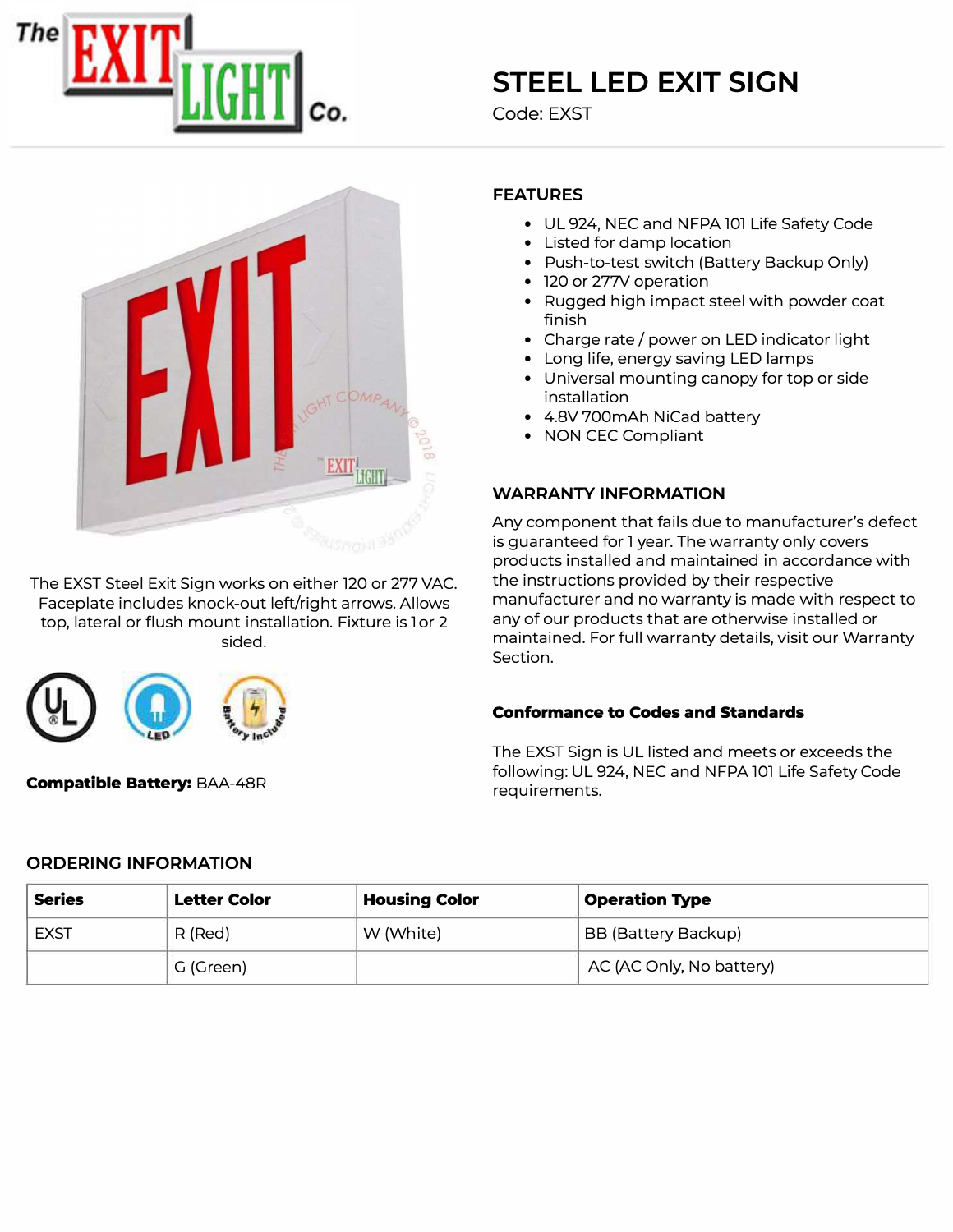# STEEL LED EXIT SIGN

Code: EXST

The EXST Steel Exit Sign works on either 120 or 277 VAC. Faceplate includes knock-out left/right arrows. Allows top, lateral or flush mount installation. Fixture is 1 or 2 sided.

**Compatible Battery:** BAA-48R

## FEATURES

- UL 924, NEC and NFPA 101 Life Safety Code
- Listed for damp location
- Push-to-test switch (Battery Backup Only)
- 120 or 277V operation
- Rugged high impact steel with powder coat finish
- Charge rate / power on LED indicator light
- Long life, energy saving LED lamps
- Universal mounting canopy for top or side installation
- 4.8V 700mAh NiCad battery
- NON CEC Compliant

## WARRANTY INFORMATION

Any component that fails due to manufacturer's defect is guaranteed for 1 year. The warranty only covers products installed and maintained in accordance with the instructions provided by their respective manufacturer and no warranty is made with respect to any of our products that are otherwise installed or maintained. For full warranty details, visit our Warranty Section.

### Conformance to Codes and Standards

The EXST Sign is UL listed and meets or exceeds the following: UL 924, NEC and NFPA 101 Life Safety Code requirements.

## ORDERING INFORMATION

| Series | Letter Color | Housing Color | Operation Type |
| --- | --- | --- | --- |
| EXST | R (Red) | W (White) | BB (Battery Backup) |
| | G (Green) | | AC (AC Only, No battery) |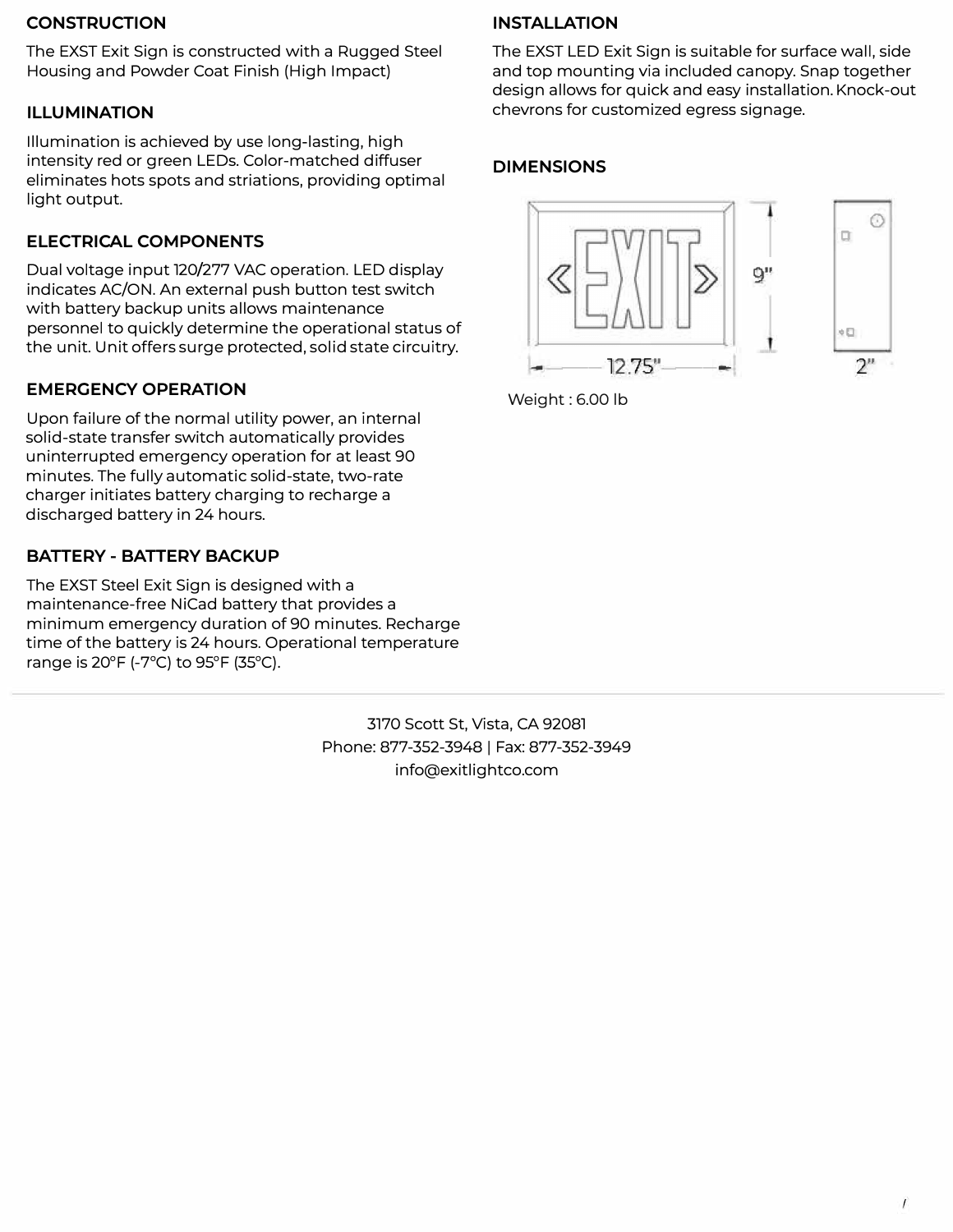## CONSTRUCTION

The EXST Exit Sign is constructed with a Rugged Steel Housing and Powder Coat Finish (High Impact)

## ILLUMINATION

Illumination is achieved by use long-lasting, high intensity red or green LEDs. Color-matched diffuser eliminates hots spots and striations, providing optimal light output.

## ELECTRICAL COMPONENTS

Dual voltage input 120/277 VAC operation. LED display indicates AC/ON. An external push button test switch with battery backup units allows maintenance personnel to quickly determine the operational status of the unit. Unit offers surge protected, solid state circuitry.

## EMERGENCY OPERATION

Upon failure of the normal utility power, an internal solid-state transfer switch automatically provides uninterrupted emergency operation for at least 90 minutes. The fully automatic solid-state, two-rate charger initiates battery charging to recharge a discharged battery in 24 hours.

## BATTERY - BATTERY BACKUP

The EXST Steel Exit Sign is designed with a maintenance-free NiCad battery that provides a minimum emergency duration of 90 minutes. Recharge time of the battery is 24 hours. Operational temperature range is 20°F (-7°C) to 95°F (35°C).

## INSTALLATION

The EXST LED Exit Sign is suitable for surface wall, side and top mounting via included canopy. Snap together design allows for quick and easy installation. Knock-out chevrons for customized egress signage.

## DIMENSIONS

EXIT

9"

12.75"

2"

Weight : 6.00 lb

3170 Scott St, Vista, CA 92081

Phone: 877-352-3948 | Fax: 877-352-3949

info@exitlightco.com